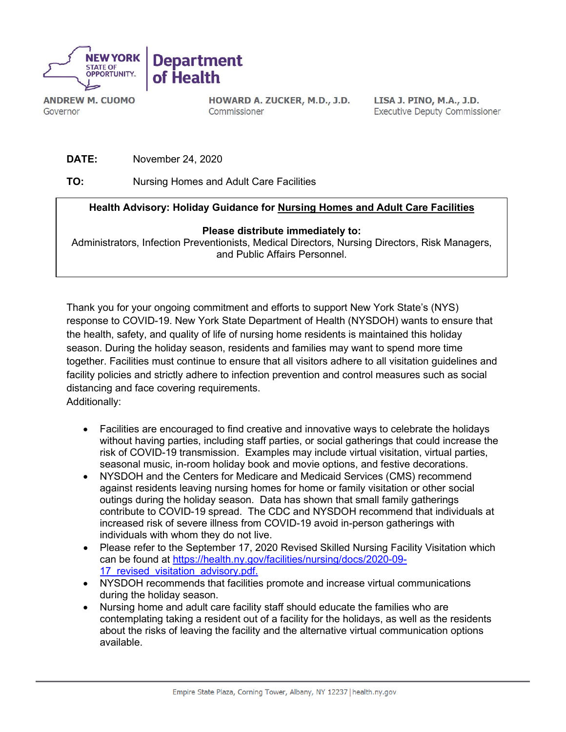NEW YORK STATE OF OPPORTUNITY. | Department of Health

**ANDREW M. CUOMO**
Governor

**HOWARD A. ZUCKER, M.D., J.D.**
Commissioner

**LISA J. PINO, M.A., J.D.**
Executive Deputy Commissioner

**DATE:** November 24, 2020

**TO:** Nursing Homes and Adult Care Facilities

**Health Advisory: Holiday Guidance for Nursing Homes and Adult Care Facilities**

**Please distribute immediately to:**
Administrators, Infection Preventionists, Medical Directors, Nursing Directors, Risk Managers, and Public Affairs Personnel.

Thank you for your ongoing commitment and efforts to support New York State's (NYS) response to COVID-19. New York State Department of Health (NYSDOH) wants to ensure that the health, safety, and quality of life of nursing home residents is maintained this holiday season. During the holiday season, residents and families may want to spend more time together. Facilities must continue to ensure that all visitors adhere to all visitation guidelines and facility policies and strictly adhere to infection prevention and control measures such as social distancing and face covering requirements.
Additionally:

- Facilities are encouraged to find creative and innovative ways to celebrate the holidays without having parties, including staff parties, or social gatherings that could increase the risk of COVID-19 transmission. Examples may include virtual visitation, virtual parties, seasonal music, in-room holiday book and movie options, and festive decorations.
- NYSDOH and the Centers for Medicare and Medicaid Services (CMS) recommend against residents leaving nursing homes for home or family visitation or other social outings during the holiday season. Data has shown that small family gatherings contribute to COVID-19 spread. The CDC and NYSDOH recommend that individuals at increased risk of severe illness from COVID-19 avoid in-person gatherings with individuals with whom they do not live.
- Please refer to the September 17, 2020 Revised Skilled Nursing Facility Visitation which can be found at https://health.ny.gov/facilities/nursing/docs/2020-09-17_revised_visitation_advisory.pdf.
- NYSDOH recommends that facilities promote and increase virtual communications during the holiday season.
- Nursing home and adult care facility staff should educate the families who are contemplating taking a resident out of a facility for the holidays, as well as the residents about the risks of leaving the facility and the alternative virtual communication options available.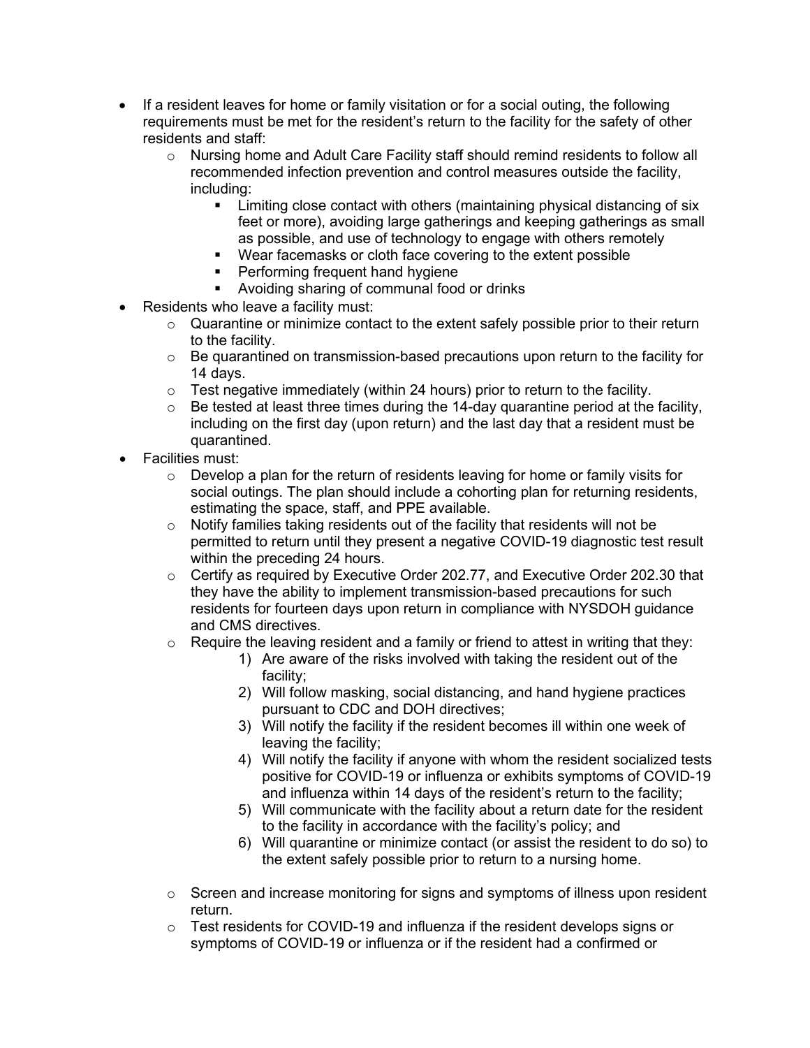- If a resident leaves for home or family visitation or for a social outing, the following requirements must be met for the resident's return to the facility for the safety of other residents and staff:
  - Nursing home and Adult Care Facility staff should remind residents to follow all recommended infection prevention and control measures outside the facility, including:
    - Limiting close contact with others (maintaining physical distancing of six feet or more), avoiding large gatherings and keeping gatherings as small as possible, and use of technology to engage with others remotely
    - Wear facemasks or cloth face covering to the extent possible
    - Performing frequent hand hygiene
    - Avoiding sharing of communal food or drinks
- Residents who leave a facility must:
  - Quarantine or minimize contact to the extent safely possible prior to their return to the facility.
  - Be quarantined on transmission-based precautions upon return to the facility for 14 days.
  - Test negative immediately (within 24 hours) prior to return to the facility.
  - Be tested at least three times during the 14-day quarantine period at the facility, including on the first day (upon return) and the last day that a resident must be quarantined.
- Facilities must:
  - Develop a plan for the return of residents leaving for home or family visits for social outings. The plan should include a cohorting plan for returning residents, estimating the space, staff, and PPE available.
  - Notify families taking residents out of the facility that residents will not be permitted to return until they present a negative COVID-19 diagnostic test result within the preceding 24 hours.
  - Certify as required by Executive Order 202.77, and Executive Order 202.30 that they have the ability to implement transmission-based precautions for such residents for fourteen days upon return in compliance with NYSDOH guidance and CMS directives.
  - Require the leaving resident and a family or friend to attest in writing that they:
    1) Are aware of the risks involved with taking the resident out of the facility;
    2) Will follow masking, social distancing, and hand hygiene practices pursuant to CDC and DOH directives;
    3) Will notify the facility if the resident becomes ill within one week of leaving the facility;
    4) Will notify the facility if anyone with whom the resident socialized tests positive for COVID-19 or influenza or exhibits symptoms of COVID-19 and influenza within 14 days of the resident's return to the facility;
    5) Will communicate with the facility about a return date for the resident to the facility in accordance with the facility's policy; and
    6) Will quarantine or minimize contact (or assist the resident to do so) to the extent safely possible prior to return to a nursing home.
  - Screen and increase monitoring for signs and symptoms of illness upon resident return.
  - Test residents for COVID-19 and influenza if the resident develops signs or symptoms of COVID-19 or influenza or if the resident had a confirmed or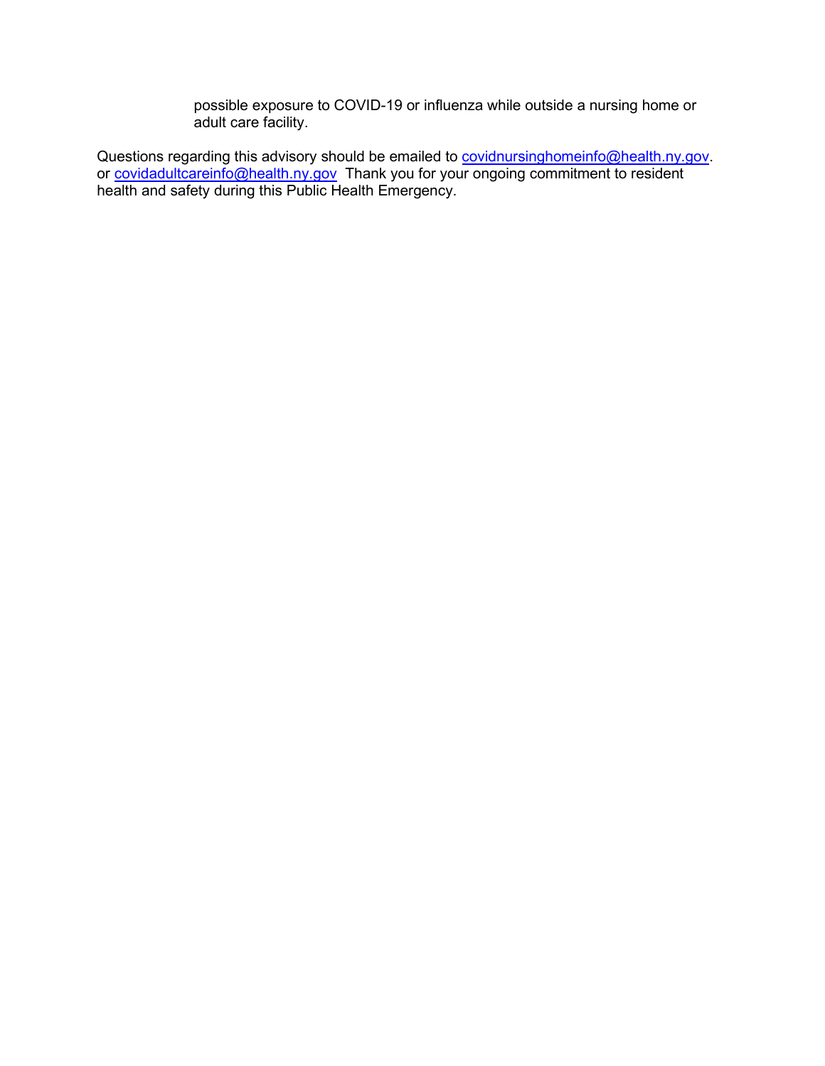possible exposure to COVID-19 or influenza while outside a nursing home or adult care facility.

Questions regarding this advisory should be emailed to covidnursinghomeinfo@health.ny.gov. or covidadultcareinfo@health.ny.gov Thank you for your ongoing commitment to resident health and safety during this Public Health Emergency.